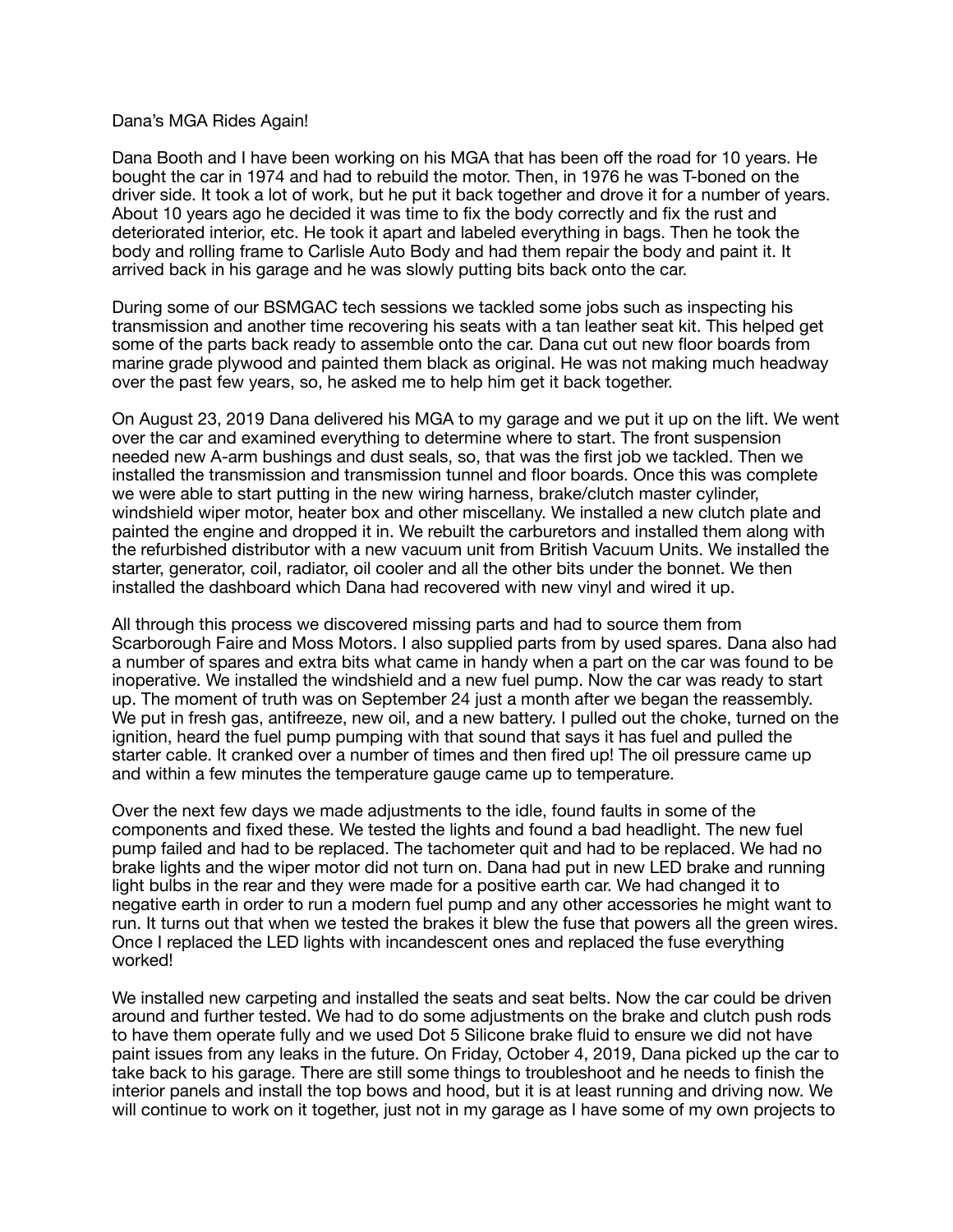# Dana's MGA Rides Again!

Dana Booth and I have been working on his MGA that has been off the road for 10 years. He bought the car in 1974 and had to rebuild the motor. Then, in 1976 he was T-boned on the driver side. It took a lot of work, but he put it back together and drove it for a number of years. About 10 years ago he decided it was time to fix the body correctly and fix the rust and deteriorated interior, etc. He took it apart and labeled everything in bags. Then he took the body and rolling frame to Carlisle Auto Body and had them repair the body and paint it. It arrived back in his garage and he was slowly putting bits back onto the car.

During some of our BSMGAC tech sessions we tackled some jobs such as inspecting his transmission and another time recovering his seats with a tan leather seat kit. This helped get some of the parts back ready to assemble onto the car. Dana cut out new floor boards from marine grade plywood and painted them black as original. He was not making much headway over the past few years, so, he asked me to help him get it back together.

On August 23, 2019 Dana delivered his MGA to my garage and we put it up on the lift. We went over the car and examined everything to determine where to start. The front suspension needed new A-arm bushings and dust seals, so, that was the first job we tackled. Then we installed the transmission and transmission tunnel and floor boards. Once this was complete we were able to start putting in the new wiring harness, brake/clutch master cylinder, windshield wiper motor, heater box and other miscellany. We installed a new clutch plate and painted the engine and dropped it in. We rebuilt the carburetors and installed them along with the refurbished distributor with a new vacuum unit from British Vacuum Units. We installed the starter, generator, coil, radiator, oil cooler and all the other bits under the bonnet. We then installed the dashboard which Dana had recovered with new vinyl and wired it up.

All through this process we discovered missing parts and had to source them from Scarborough Faire and Moss Motors. I also supplied parts from by used spares. Dana also had a number of spares and extra bits what came in handy when a part on the car was found to be inoperative. We installed the windshield and a new fuel pump. Now the car was ready to start up. The moment of truth was on September 24 just a month after we began the reassembly. We put in fresh gas, antifreeze, new oil, and a new battery. I pulled out the choke, turned on the ignition, heard the fuel pump pumping with that sound that says it has fuel and pulled the starter cable. It cranked over a number of times and then fired up! The oil pressure came up and within a few minutes the temperature gauge came up to temperature.

Over the next few days we made adjustments to the idle, found faults in some of the components and fixed these. We tested the lights and found a bad headlight. The new fuel pump failed and had to be replaced. The tachometer quit and had to be replaced. We had no brake lights and the wiper motor did not turn on. Dana had put in new LED brake and running light bulbs in the rear and they were made for a positive earth car. We had changed it to negative earth in order to run a modern fuel pump and any other accessories he might want to run. It turns out that when we tested the brakes it blew the fuse that powers all the green wires. Once I replaced the LED lights with incandescent ones and replaced the fuse everything worked!

We installed new carpeting and installed the seats and seat belts. Now the car could be driven around and further tested. We had to do some adjustments on the brake and clutch push rods to have them operate fully and we used Dot 5 Silicone brake fluid to ensure we did not have paint issues from any leaks in the future. On Friday, October 4, 2019, Dana picked up the car to take back to his garage. There are still some things to troubleshoot and he needs to finish the interior panels and install the top bows and hood, but it is at least running and driving now. We will continue to work on it together, just not in my garage as I have some of my own projects to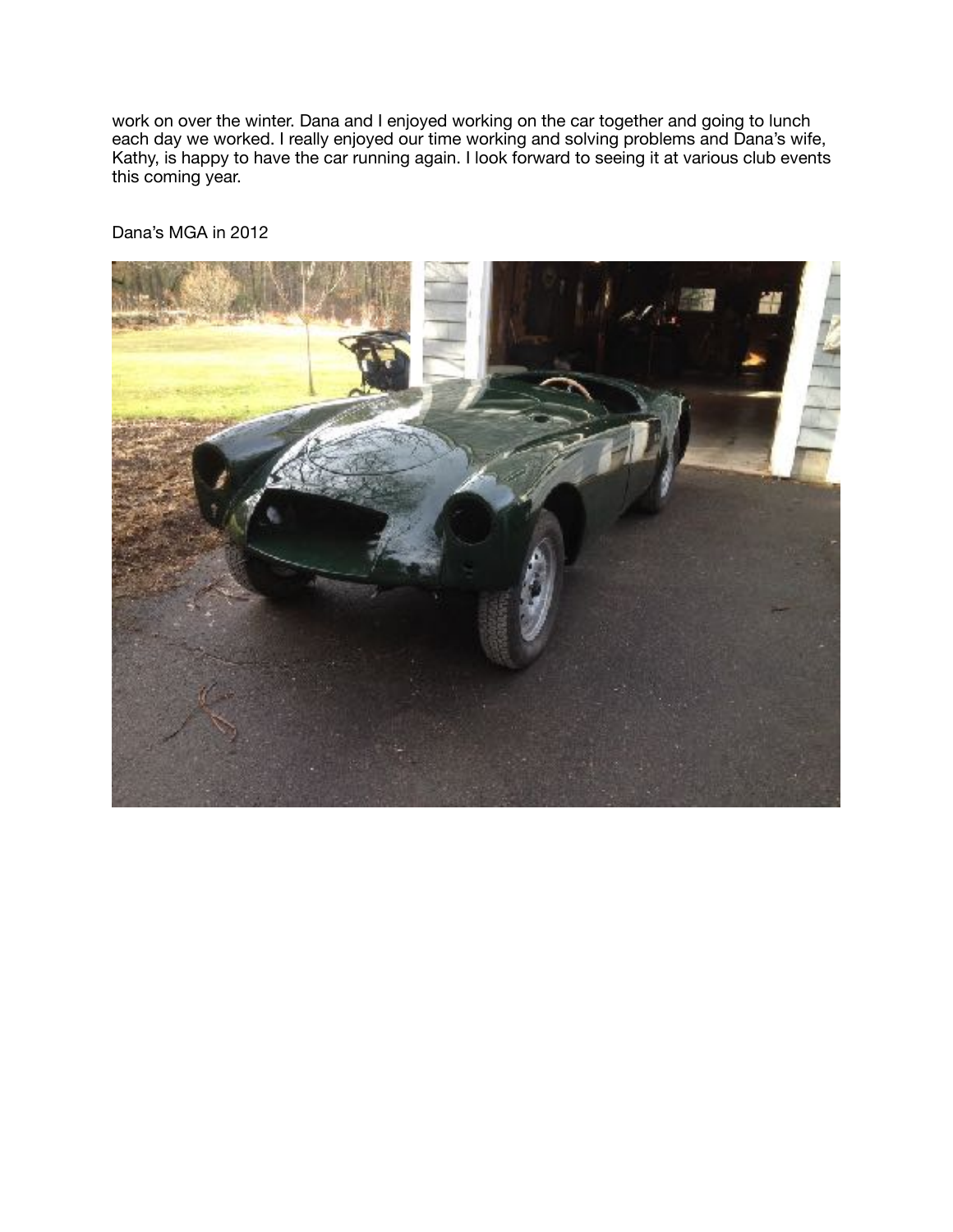work on over the winter. Dana and I enjoyed working on the car together and going to lunch each day we worked. I really enjoyed our time working and solving problems and Dana's wife, Kathy, is happy to have the car running again. I look forward to seeing it at various club events this coming year.

Dana's MGA in 2012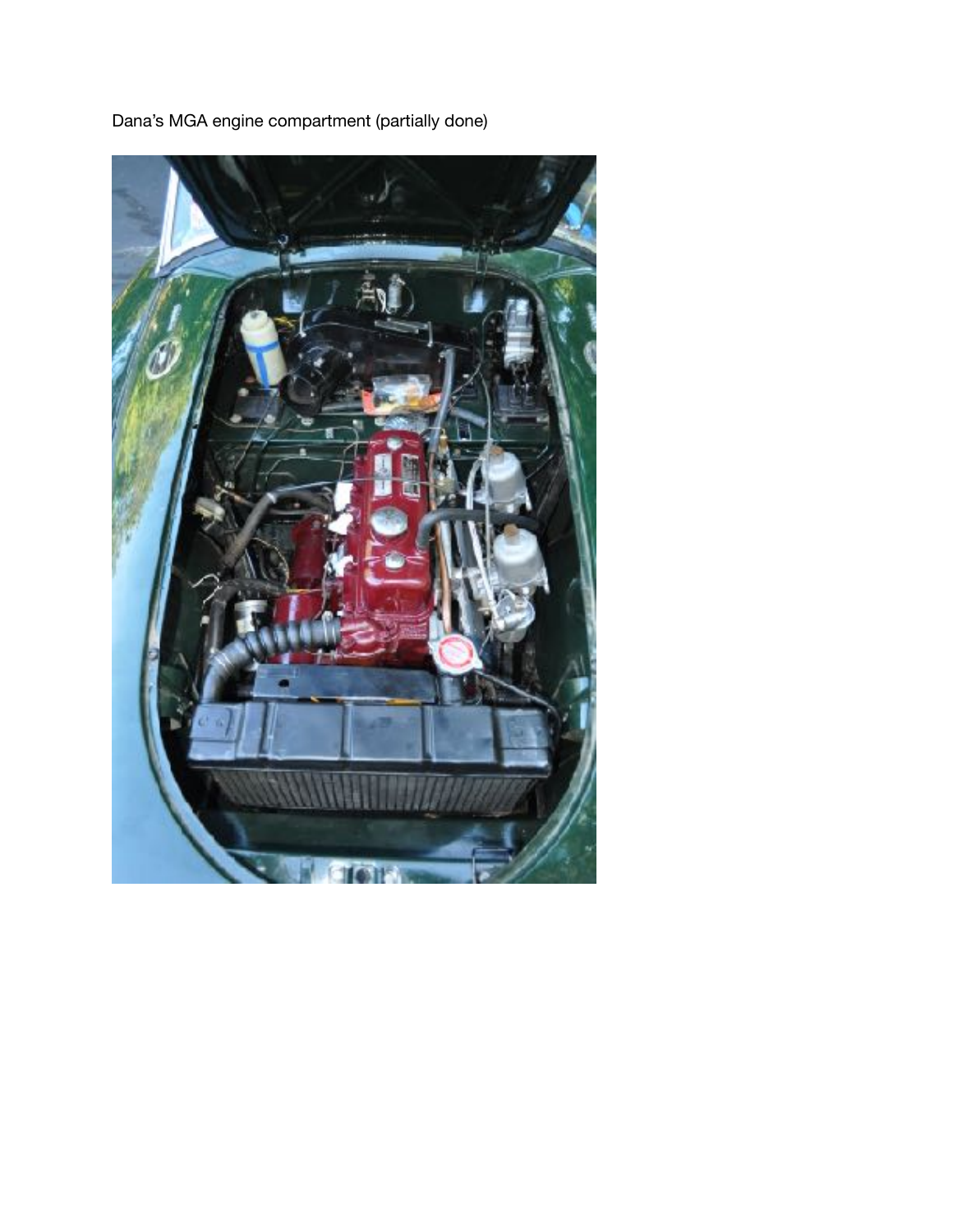Dana's MGA engine compartment (partially done)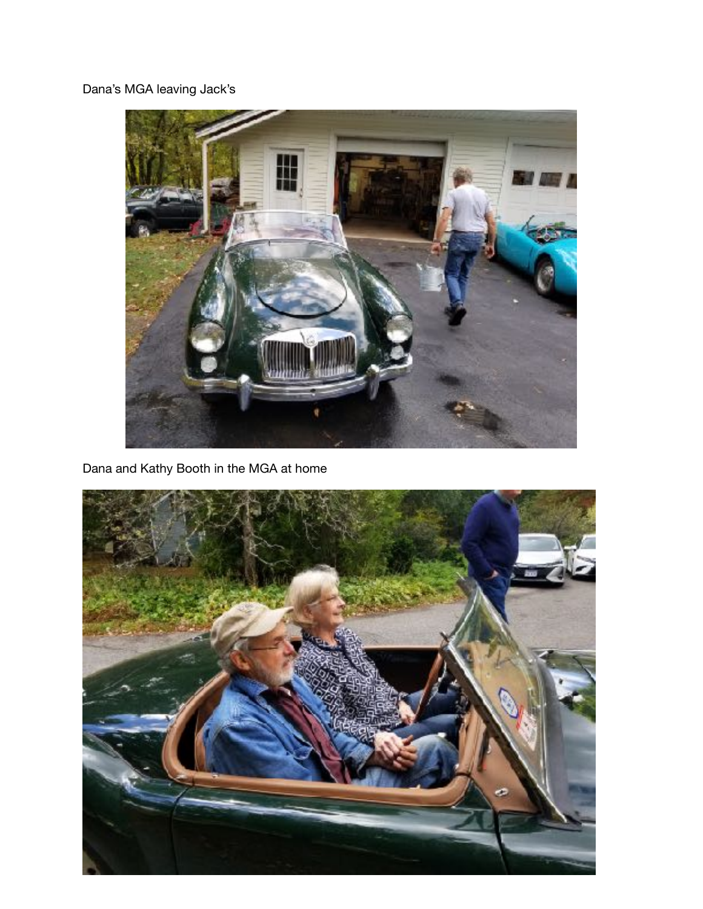Dana’s MGA leaving Jack’s

Dana and Kathy Booth in the MGA at home